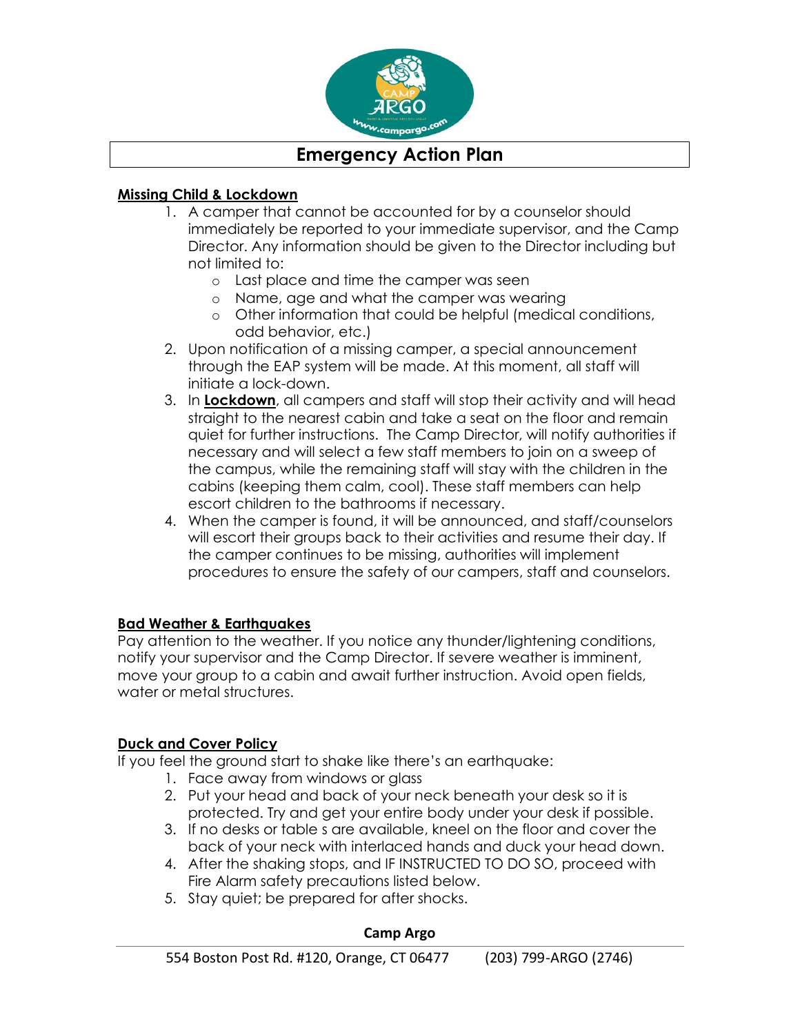# Emergency Action Plan

## Missing Child & Lockdown

1. A camper that cannot be accounted for by a counselor should immediately be reported to your immediate supervisor, and the Camp Director. Any information should be given to the Director including but not limited to:
   - Last place and time the camper was seen
   - Name, age and what the camper was wearing
   - Other information that could be helpful (medical conditions, odd behavior, etc.)
2. Upon notification of a missing camper, a special announcement through the EAP system will be made. At this moment, all staff will initiate a lock-down.
3. In **Lockdown**, all campers and staff will stop their activity and will head straight to the nearest cabin and take a seat on the floor and remain quiet for further instructions. The Camp Director, will notify authorities if necessary and will select a few staff members to join on a sweep of the campus, while the remaining staff will stay with the children in the cabins (keeping them calm, cool). These staff members can help escort children to the bathrooms if necessary.
4. When the camper is found, it will be announced, and staff/counselors will escort their groups back to their activities and resume their day. If the camper continues to be missing, authorities will implement procedures to ensure the safety of our campers, staff and counselors.

## Bad Weather & Earthquakes

Pay attention to the weather. If you notice any thunder/lightening conditions, notify your supervisor and the Camp Director. If severe weather is imminent, move your group to a cabin and await further instruction. Avoid open fields, water or metal structures.

## Duck and Cover Policy

If you feel the ground start to shake like there's an earthquake:

1. Face away from windows or glass
2. Put your head and back of your neck beneath your desk so it is protected. Try and get your entire body under your desk if possible.
3. If no desks or table s are available, kneel on the floor and cover the back of your neck with interlaced hands and duck your head down.
4. After the shaking stops, and IF INSTRUCTED TO DO SO, proceed with Fire Alarm safety precautions listed below.
5. Stay quiet; be prepared for after shocks.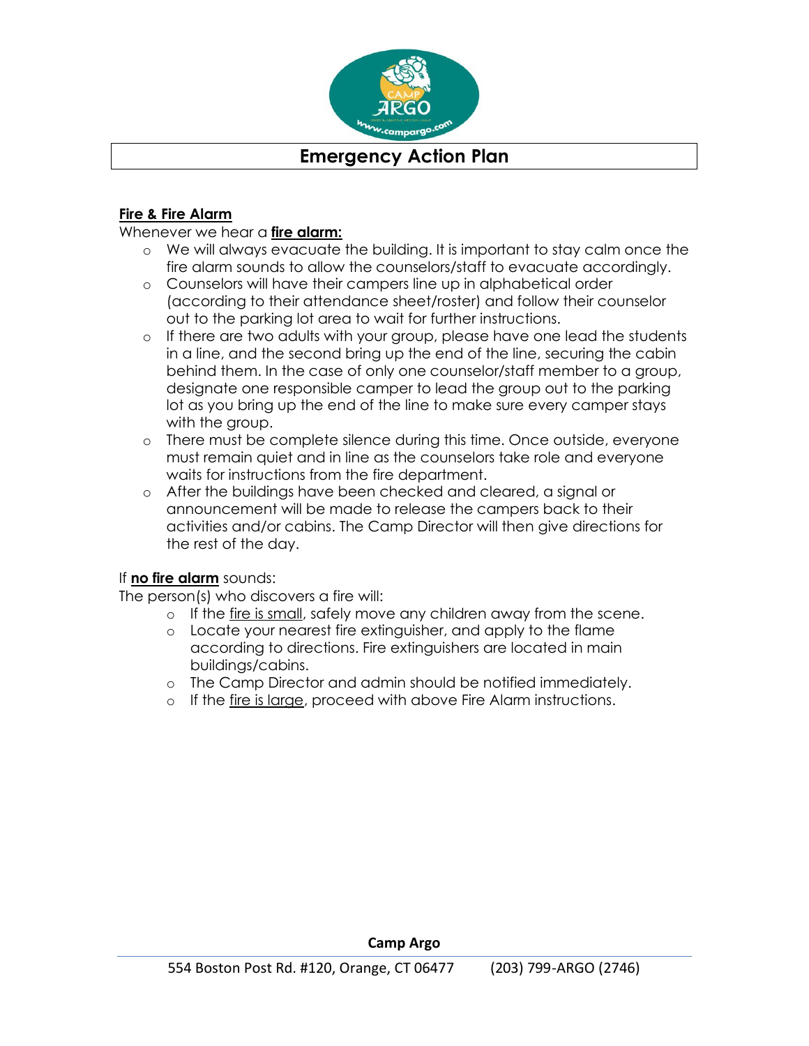# Emergency Action Plan

**Fire & Fire Alarm**

Whenever we hear a **fire alarm:**

- We will always evacuate the building. It is important to stay calm once the fire alarm sounds to allow the counselors/staff to evacuate accordingly.
- Counselors will have their campers line up in alphabetical order (according to their attendance sheet/roster) and follow their counselor out to the parking lot area to wait for further instructions.
- If there are two adults with your group, please have one lead the students in a line, and the second bring up the end of the line, securing the cabin behind them. In the case of only one counselor/staff member to a group, designate one responsible camper to lead the group out to the parking lot as you bring up the end of the line to make sure every camper stays with the group.
- There must be complete silence during this time. Once outside, everyone must remain quiet and in line as the counselors take role and everyone waits for instructions from the fire department.
- After the buildings have been checked and cleared, a signal or announcement will be made to release the campers back to their activities and/or cabins. The Camp Director will then give directions for the rest of the day.

If **no fire alarm** sounds:

The person(s) who discovers a fire will:

- If the fire is small, safely move any children away from the scene.
- Locate your nearest fire extinguisher, and apply to the flame according to directions. Fire extinguishers are located in main buildings/cabins.
- The Camp Director and admin should be notified immediately.
- If the fire is large, proceed with above Fire Alarm instructions.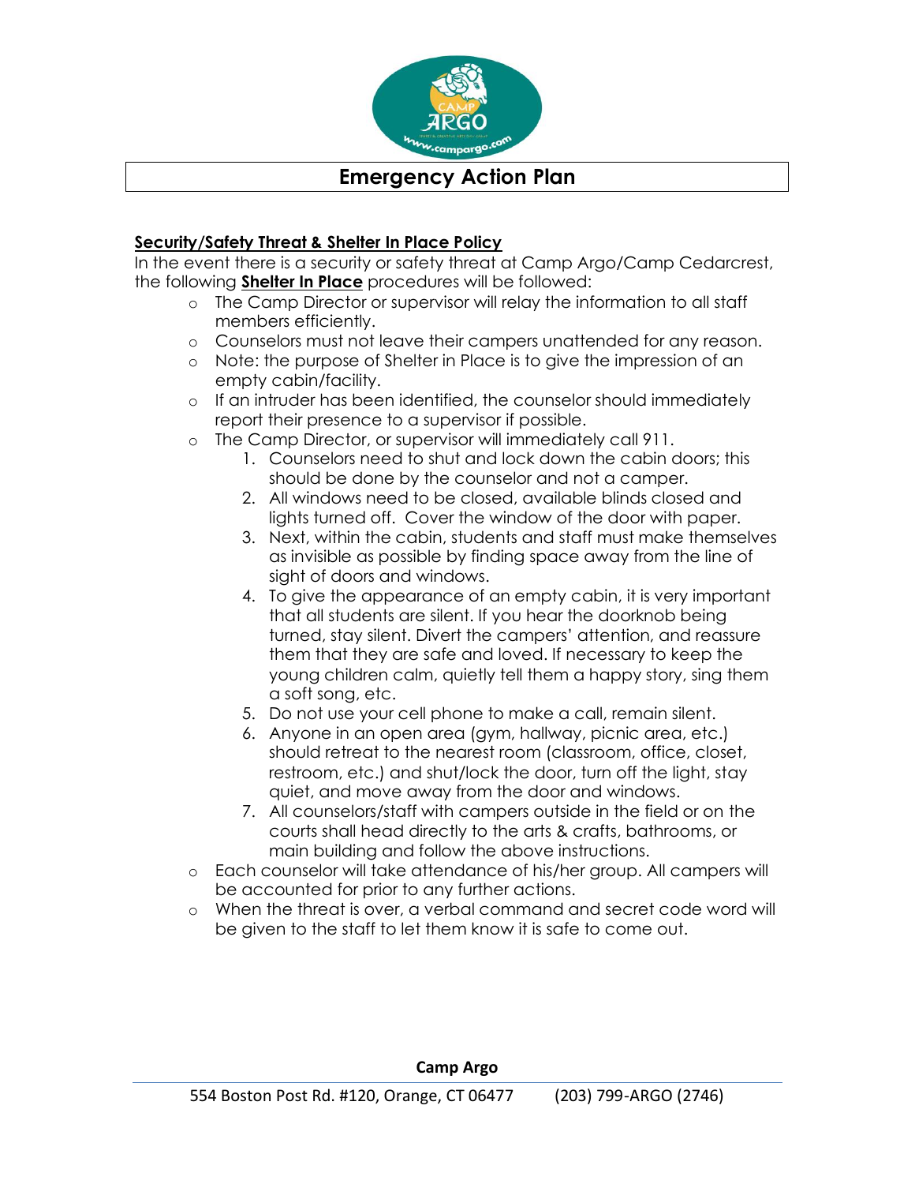# Emergency Action Plan

**Security/Safety Threat & Shelter In Place Policy**

In the event there is a security or safety threat at Camp Argo/Camp Cedarcrest, the following **Shelter In Place** procedures will be followed:

- The Camp Director or supervisor will relay the information to all staff members efficiently.
- Counselors must not leave their campers unattended for any reason.
- Note: the purpose of Shelter in Place is to give the impression of an empty cabin/facility.
- If an intruder has been identified, the counselor should immediately report their presence to a supervisor if possible.
- The Camp Director, or supervisor will immediately call 911.
  1. Counselors need to shut and lock down the cabin doors; this should be done by the counselor and not a camper.
  2. All windows need to be closed, available blinds closed and lights turned off. Cover the window of the door with paper.
  3. Next, within the cabin, students and staff must make themselves as invisible as possible by finding space away from the line of sight of doors and windows.
  4. To give the appearance of an empty cabin, it is very important that all students are silent. If you hear the doorknob being turned, stay silent. Divert the campers' attention, and reassure them that they are safe and loved. If necessary to keep the young children calm, quietly tell them a happy story, sing them a soft song, etc.
  5. Do not use your cell phone to make a call, remain silent.
  6. Anyone in an open area (gym, hallway, picnic area, etc.) should retreat to the nearest room (classroom, office, closet, restroom, etc.) and shut/lock the door, turn off the light, stay quiet, and move away from the door and windows.
  7. All counselors/staff with campers outside in the field or on the courts shall head directly to the arts & crafts, bathrooms, or main building and follow the above instructions.
- Each counselor will take attendance of his/her group. All campers will be accounted for prior to any further actions.
- When the threat is over, a verbal command and secret code word will be given to the staff to let them know it is safe to come out.